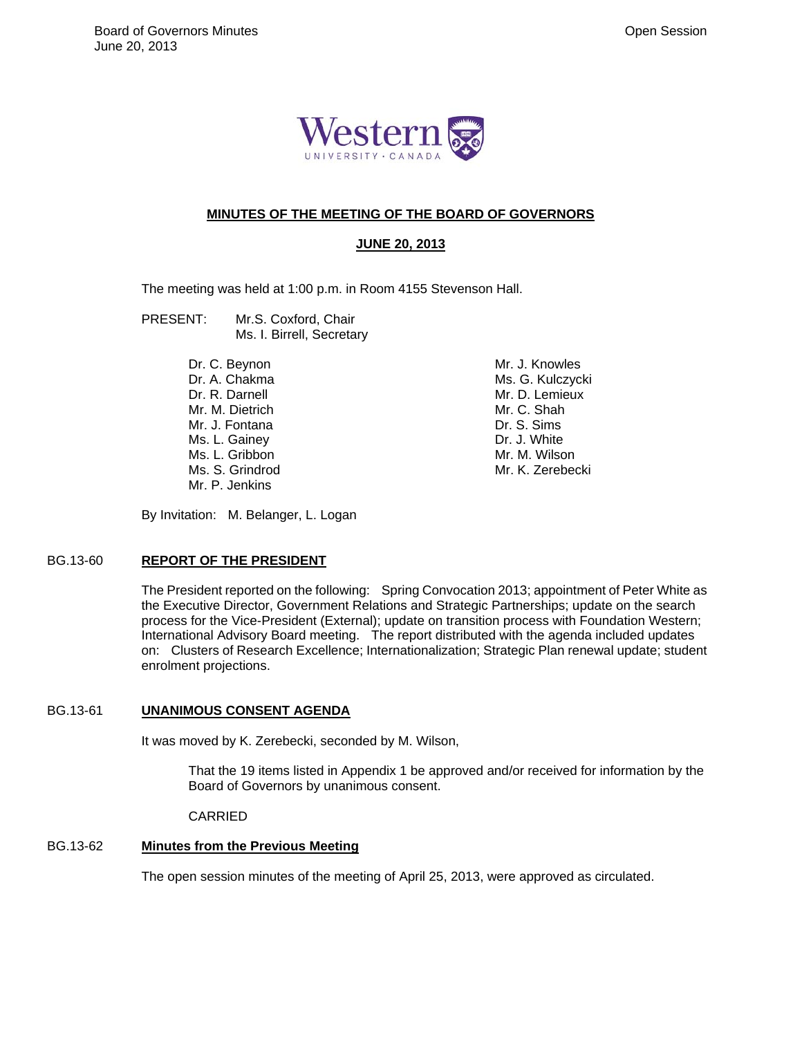# MINUTES OF THE MEETING OF THE BOARD OF GOVERNORS

## JUNE 20, 2013

The meeting was held at 1:00 p.m. in Room 4155 Stevenson Hall.

PRESENT: Mr.S. Coxford, Chair
Ms. I. Birrell, Secretary

Dr. C. Beynon
Dr. A. Chakma
Dr. R. Darnell
Mr. M. Dietrich
Mr. J. Fontana
Ms. L. Gainey
Ms. L. Gribbon
Ms. S. Grindrod
Mr. P. Jenkins
Mr. J. Knowles
Ms. G. Kulczycki
Mr. D. Lemieux
Mr. C. Shah
Dr. S. Sims
Dr. J. White
Mr. M. Wilson
Mr. K. Zerebecki

By Invitation: M. Belanger, L. Logan

### BG.13-60 REPORT OF THE PRESIDENT

The President reported on the following: Spring Convocation 2013; appointment of Peter White as the Executive Director, Government Relations and Strategic Partnerships; update on the search process for the Vice-President (External); update on transition process with Foundation Western; International Advisory Board meeting. The report distributed with the agenda included updates on: Clusters of Research Excellence; Internationalization; Strategic Plan renewal update; student enrolment projections.

### BG.13-61 UNANIMOUS CONSENT AGENDA

It was moved by K. Zerebecki, seconded by M. Wilson,

> That the 19 items listed in Appendix 1 be approved and/or received for information by the Board of Governors by unanimous consent.
>
> CARRIED

### BG.13-62 Minutes from the Previous Meeting

The open session minutes of the meeting of April 25, 2013, were approved as circulated.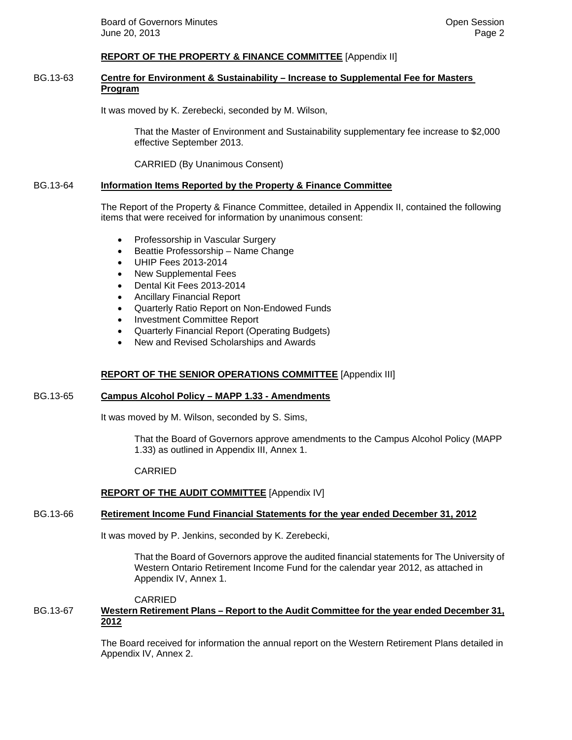**REPORT OF THE PROPERTY & FINANCE COMMITTEE** [Appendix II]

BG.13-63 **Centre for Environment & Sustainability – Increase to Supplemental Fee for Masters Program**

It was moved by K. Zerebecki, seconded by M. Wilson,

> That the Master of Environment and Sustainability supplementary fee increase to $2,000 effective September 2013.
>
> CARRIED (By Unanimous Consent)

BG.13-64 **Information Items Reported by the Property & Finance Committee**

The Report of the Property & Finance Committee, detailed in Appendix II, contained the following items that were received for information by unanimous consent:

- Professorship in Vascular Surgery
- Beattie Professorship – Name Change
- UHIP Fees 2013-2014
- New Supplemental Fees
- Dental Kit Fees 2013-2014
- Ancillary Financial Report
- Quarterly Ratio Report on Non-Endowed Funds
- Investment Committee Report
- Quarterly Financial Report (Operating Budgets)
- New and Revised Scholarships and Awards

**REPORT OF THE SENIOR OPERATIONS COMMITTEE** [Appendix III]

BG.13-65 **Campus Alcohol Policy – MAPP 1.33 - Amendments**

It was moved by M. Wilson, seconded by S. Sims,

> That the Board of Governors approve amendments to the Campus Alcohol Policy (MAPP 1.33) as outlined in Appendix III, Annex 1.
>
> CARRIED

**REPORT OF THE AUDIT COMMITTEE** [Appendix IV]

BG.13-66 **Retirement Income Fund Financial Statements for the year ended December 31, 2012**

It was moved by P. Jenkins, seconded by K. Zerebecki,

> That the Board of Governors approve the audited financial statements for The University of Western Ontario Retirement Income Fund for the calendar year 2012, as attached in Appendix IV, Annex 1.
>
> CARRIED

BG.13-67 **Western Retirement Plans – Report to the Audit Committee for the year ended December 31, 2012**

The Board received for information the annual report on the Western Retirement Plans detailed in Appendix IV, Annex 2.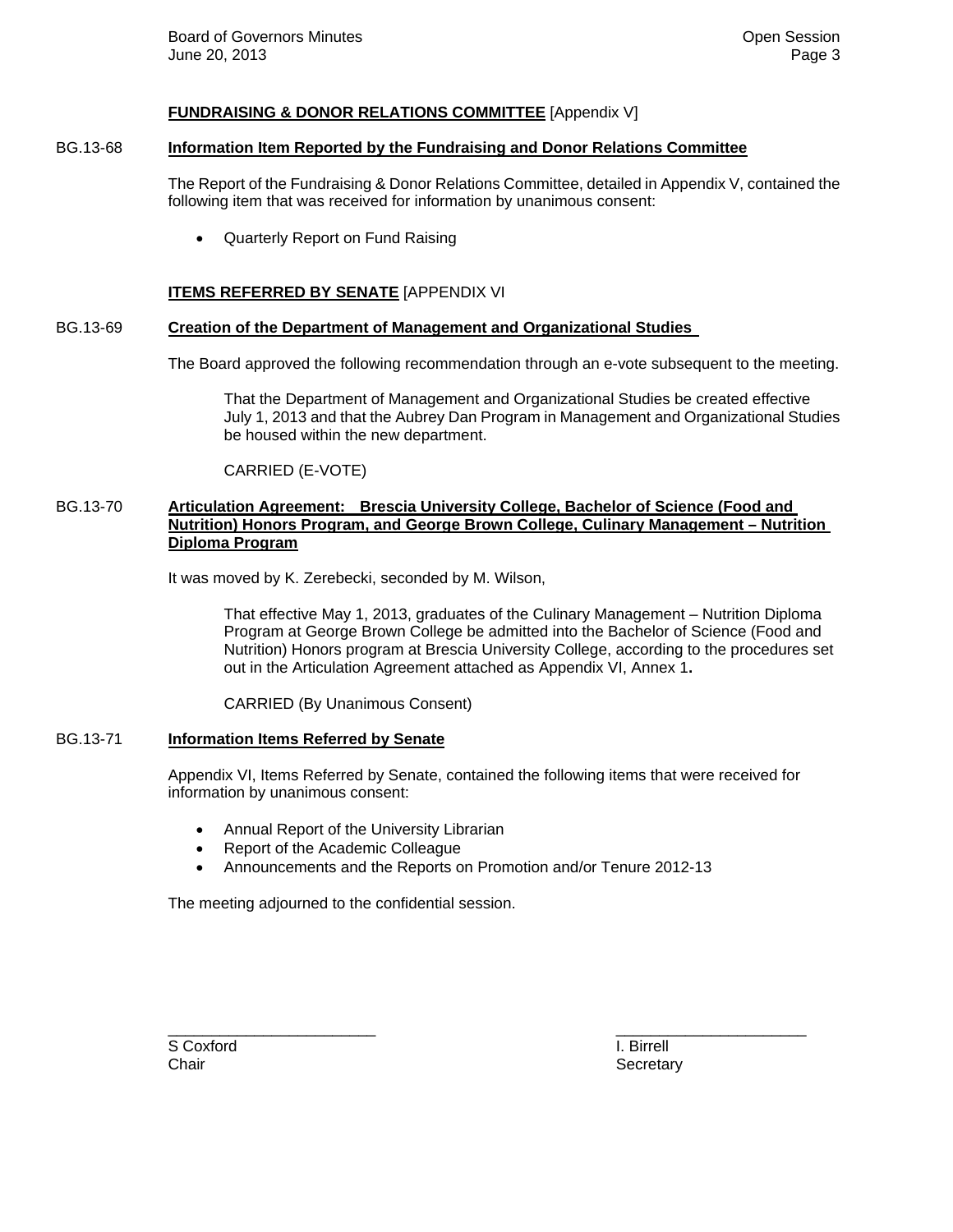**FUNDRAISING & DONOR RELATIONS COMMITTEE** [Appendix V]

BG.13-68 **Information Item Reported by the Fundraising and Donor Relations Committee**

The Report of the Fundraising & Donor Relations Committee, detailed in Appendix V, contained the following item that was received for information by unanimous consent:

- Quarterly Report on Fund Raising

**ITEMS REFERRED BY SENATE** [APPENDIX VI

BG.13-69 **Creation of the Department of Management and Organizational Studies**

The Board approved the following recommendation through an e-vote subsequent to the meeting.

> That the Department of Management and Organizational Studies be created effective July 1, 2013 and that the Aubrey Dan Program in Management and Organizational Studies be housed within the new department.
>
> CARRIED (E-VOTE)

BG.13-70 **Articulation Agreement: Brescia University College, Bachelor of Science (Food and Nutrition) Honors Program, and George Brown College, Culinary Management – Nutrition Diploma Program**

It was moved by K. Zerebecki, seconded by M. Wilson,

> That effective May 1, 2013, graduates of the Culinary Management – Nutrition Diploma Program at George Brown College be admitted into the Bachelor of Science (Food and Nutrition) Honors program at Brescia University College, according to the procedures set out in the Articulation Agreement attached as Appendix VI, Annex 1**.**
>
> CARRIED (By Unanimous Consent)

BG.13-71 **Information Items Referred by Senate**

Appendix VI, Items Referred by Senate, contained the following items that were received for information by unanimous consent:

- Annual Report of the University Librarian
- Report of the Academic Colleague
- Announcements and the Reports on Promotion and/or Tenure 2012-13

The meeting adjourned to the confidential session.

| | |
|---|---|
| ________________________ | ______________________ |
| S Coxford | I. Birrell |
| Chair | Secretary |